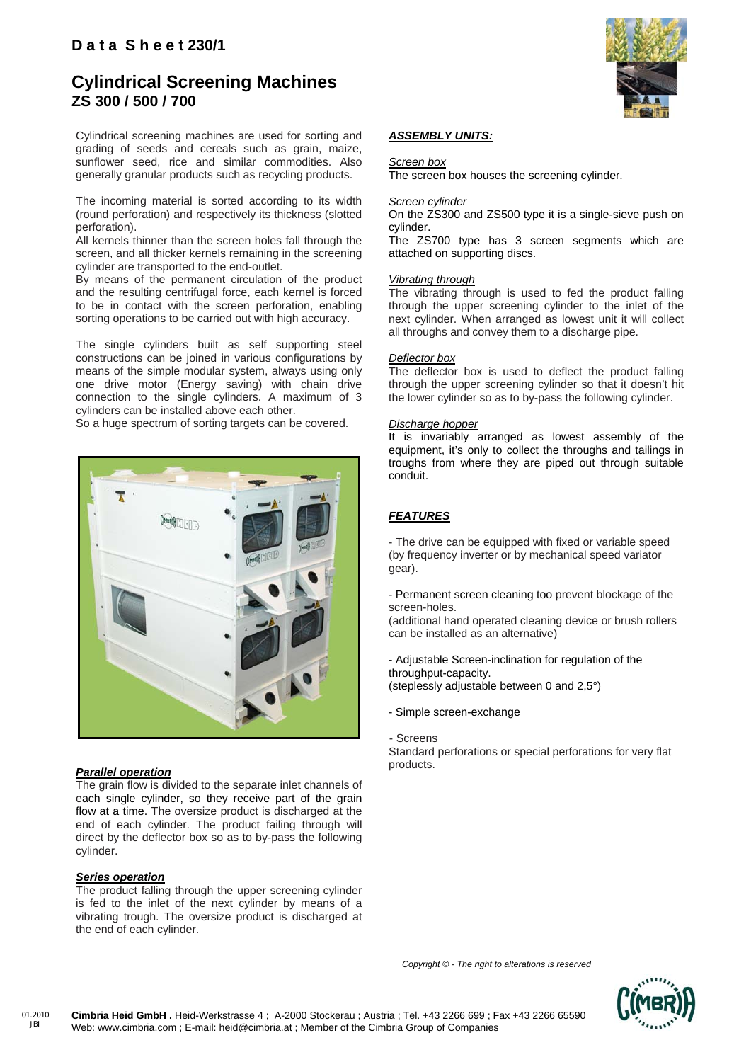# Data Sheet 230/1

## Cylindrical Screening Machines
## ZS 300 / 500 / 700

Cylindrical screening machines are used for sorting and grading of seeds and cereals such as grain, maize, sunflower seed, rice and similar commodities. Also generally granular products such as recycling products.

The incoming material is sorted according to its width (round perforation) and respectively its thickness (slotted perforation).

All kernels thinner than the screen holes fall through the screen, and all thicker kernels remaining in the screening cylinder are transported to the end-outlet.

By means of the permanent circulation of the product and the resulting centrifugal force, each kernel is forced to be in contact with the screen perforation, enabling sorting operations to be carried out with high accuracy.

The single cylinders built as self supporting steel constructions can be joined in various configurations by means of the simple modular system, always using only one drive motor (Energy saving) with chain drive connection to the single cylinders. A maximum of 3 cylinders can be installed above each other.

So a huge spectrum of sorting targets can be covered.

***Parallel operation***

The grain flow is divided to the separate inlet channels of each single cylinder, so they receive part of the grain flow at a time. The oversize product is discharged at the end of each cylinder. The product failing through will direct by the deflector box so as to by-pass the following cylinder.

***Series operation***

The product falling through the upper screening cylinder is fed to the inlet of the next cylinder by means of a vibrating trough. The oversize product is discharged at the end of each cylinder.

***ASSEMBLY UNITS:***

*Screen box*

The screen box houses the screening cylinder.

*Screen cylinder*

On the ZS300 and ZS500 type it is a single-sieve push on cylinder.

The ZS700 type has 3 screen segments which are attached on supporting discs.

*Vibrating through*

The vibrating through is used to fed the product falling through the upper screening cylinder to the inlet of the next cylinder. When arranged as lowest unit it will collect all throughs and convey them to a discharge pipe.

*Deflector box*

The deflector box is used to deflect the product falling through the upper screening cylinder so that it doesn't hit the lower cylinder so as to by-pass the following cylinder.

*Discharge hopper*

It is invariably arranged as lowest assembly of the equipment, it's only to collect the throughs and tailings in troughs from where they are piped out through suitable conduit.

***FEATURES***

- The drive can be equipped with fixed or variable speed (by frequency inverter or by mechanical speed variator gear).

- Permanent screen cleaning too prevent blockage of the screen-holes.
(additional hand operated cleaning device or brush rollers can be installed as an alternative)

- Adjustable Screen-inclination for regulation of the throughput-capacity.
(steplessly adjustable between 0 and 2,5°)

- Simple screen-exchange

- Screens
Standard perforations or special perforations for very flat products.

*Copyright © - The right to alterations is reserved*

01.2010 JBl

**Cimbria Heid GmbH .** Heid-Werkstrasse 4 ; A-2000 Stockerau ; Austria ; Tel. +43 2266 699 ; Fax +43 2266 65590
Web: www.cimbria.com ; E-mail: heid@cimbria.at ; Member of the Cimbria Group of Companies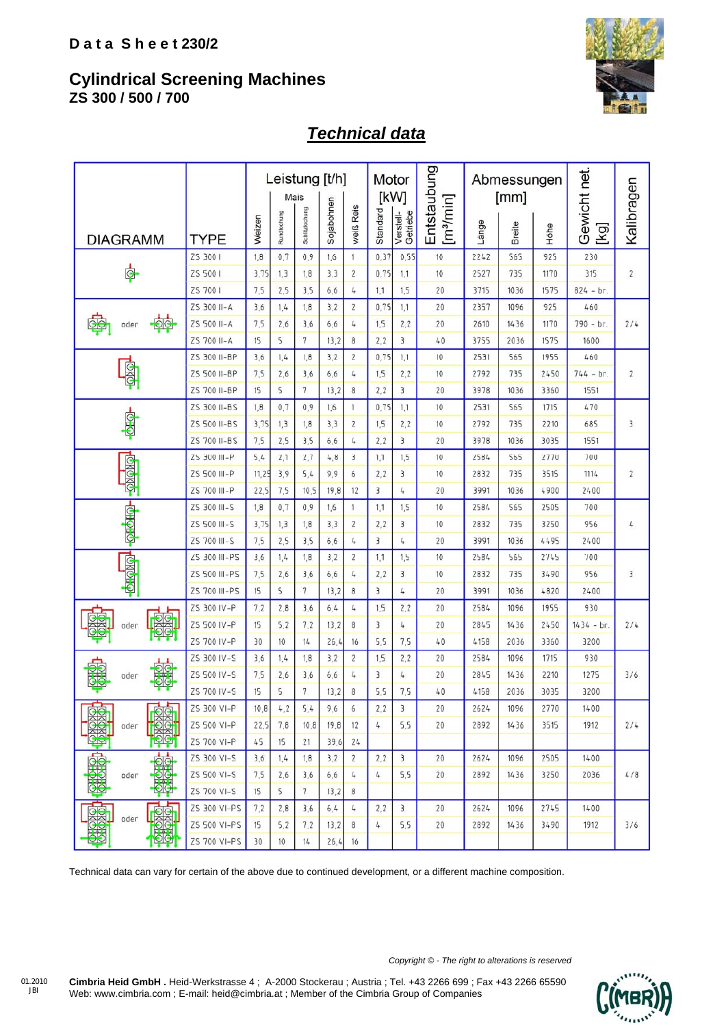**D a t a S h e e t 230/2**

## Cylindrical Screening Machines
### ZS 300 / 500 / 700

## *Technical data*

| DIAGRAMM | TYPE | Leistung [t/h] | | | | | Motor [kW] | | Entstaubung [m³/min] | Abmessungen [mm] | | | Gewicht net. [kg] | Kalibragen |
|---|---|---|---|---|---|---|---|---|---|---|---|---|---|---|
| | | Weizen | Mais Rundlochung | Mais Schlitzlochung | Sojabohnen | weiß Reis | Standard | Verstell-Getriebe | | Länge | Breite | Höhe | | |
| | ZS 300 I | 1,8 | 0,7 | 0,9 | 1,6 | 1 | 0,37 | 0,55 | 10 | 2242 | 565 | 925 | 230 | 2 |
| | ZS 500 I | 3,75 | 1,3 | 1,8 | 3,3 | 2 | 0,75 | 1,1 | 10 | 2527 | 735 | 1170 | 315 | |
| | ZS 700 I | 7,5 | 2,5 | 3,5 | 6,6 | 4 | 1,1 | 1,5 | 20 | 3715 | 1036 | 1575 | 824 - br. | |
| oder | ZS 300 II-A | 3,6 | 1,4 | 1,8 | 3,2 | 2 | 0,75 | 1,1 | 20 | 2357 | 1096 | 925 | 460 | 2/4 |
| | ZS 500 II-A | 7,5 | 2,6 | 3,6 | 6,6 | 4 | 1,5 | 2,2 | 20 | 2610 | 1436 | 1170 | 790 - br. | |
| | ZS 700 II-A | 15 | 5 | 7 | 13,2 | 8 | 2,2 | 3 | 40 | 3755 | 2036 | 1575 | 1600 | |
| | ZS 300 II-BP | 3,6 | 1,4 | 1,8 | 3,2 | 2 | 0,75 | 1,1 | 10 | 2531 | 565 | 1955 | 460 | 2 |
| | ZS 500 II-BP | 7,5 | 2,6 | 3,6 | 6,6 | 4 | 1,5 | 2,2 | 10 | 2792 | 735 | 2450 | 744 - br. | |
| | ZS 700 II-BP | 15 | 5 | 7 | 13,2 | 8 | 2,2 | 3 | 20 | 3978 | 1036 | 3360 | 1551 | |
| | ZS 300 II-BS | 1,8 | 0,7 | 0,9 | 1,6 | 1 | 0,75 | 1,1 | 10 | 2531 | 565 | 1715 | 470 | 3 |
| | ZS 500 II-BS | 3,75 | 1,3 | 1,8 | 3,3 | 2 | 1,5 | 2,2 | 10 | 2792 | 735 | 2210 | 685 | |
| | ZS 700 II-BS | 7,5 | 2,5 | 3,5 | 6,6 | 4 | 2,2 | 3 | 20 | 3978 | 1036 | 3035 | 1551 | |
| | ZS 300 III-P | 5,4 | 2,1 | 2,7 | 4,8 | 3 | 1,1 | 1,5 | 10 | 2584 | 565 | 2770 | 700 | 2 |
| | ZS 500 III-P | 11,25 | 3,9 | 5,4 | 9,9 | 6 | 2,2 | 3 | 10 | 2832 | 735 | 3515 | 1114 | |
| | ZS 700 III-P | 22,5 | 7,5 | 10,5 | 19,8 | 12 | 3 | 4 | 20 | 3991 | 1036 | 4900 | 2400 | |
| | ZS 300 III-S | 1,8 | 0,7 | 0,9 | 1,6 | 1 | 1,1 | 1,5 | 10 | 2584 | 565 | 2505 | 700 | 4 |
| | ZS 500 III-S | 3,75 | 1,3 | 1,8 | 3,3 | 2 | 2,2 | 3 | 10 | 2832 | 735 | 3250 | 956 | |
| | ZS 700 III-S | 7,5 | 2,5 | 3,5 | 6,6 | 4 | 3 | 4 | 20 | 3991 | 1036 | 4495 | 2400 | |
| | ZS 300 III-PS | 3,6 | 1,4 | 1,8 | 3,2 | 2 | 1,1 | 1,5 | 10 | 2584 | 565 | 2745 | 700 | 3 |
| | ZS 500 III-PS | 7,5 | 2,6 | 3,6 | 6,6 | 4 | 2,2 | 3 | 10 | 2832 | 735 | 3490 | 956 | |
| | ZS 700 III-PS | 15 | 5 | 7 | 13,2 | 8 | 3 | 4 | 20 | 3991 | 1036 | 4820 | 2400 | |
| oder | ZS 300 IV-P | 7,2 | 2,8 | 3,6 | 6,4 | 4 | 1,5 | 2,2 | 20 | 2584 | 1096 | 1955 | 930 | 2/4 |
| | ZS 500 IV-P | 15 | 5,2 | 7,2 | 13,2 | 8 | 3 | 4 | 20 | 2845 | 1436 | 2450 | 1434 - br. | |
| | ZS 700 IV-P | 30 | 10 | 14 | 26,4 | 16 | 5,5 | 7,5 | 40 | 4158 | 2036 | 3360 | 3200 | |
| oder | ZS 300 IV-S | 3,6 | 1,4 | 1,8 | 3,2 | 2 | 1,5 | 2,2 | 20 | 2584 | 1096 | 1715 | 930 | 3/6 |
| | ZS 500 IV-S | 7,5 | 2,6 | 3,6 | 6,6 | 4 | 3 | 4 | 20 | 2845 | 1436 | 2210 | 1275 | |
| | ZS 700 IV-S | 15 | 5 | 7 | 13,2 | 8 | 5,5 | 7,5 | 40 | 4158 | 2036 | 3035 | 3200 | |
| oder | ZS 300 VI-P | 10,8 | 4,2 | 5,4 | 9,6 | 6 | 2,2 | 3 | 20 | 2624 | 1096 | 2770 | 1400 | 2/4 |
| | ZS 500 VI-P | 22,5 | 7,8 | 10,8 | 19,8 | 12 | 4 | 5,5 | 20 | 2892 | 1436 | 3515 | 1912 | |
| | ZS 700 VI-P | 45 | 15 | 21 | 39,6 | 24 | | | | | | | | |
| oder | ZS 300 VI-S | 3,6 | 1,4 | 1,8 | 3,2 | 2 | 2,2 | 3 | 20 | 2624 | 1096 | 2505 | 1400 | 4/8 |
| | ZS 500 VI-S | 7,5 | 2,6 | 3,6 | 6,6 | 4 | 4 | 5,5 | 20 | 2892 | 1436 | 3250 | 2036 | |
| | ZS 700 VI-S | 15 | 5 | 7 | 13,2 | 8 | | | | | | | | |
| oder | ZS 300 VI-PS | 7,2 | 2,8 | 3,6 | 6,4 | 4 | 2,2 | 3 | 20 | 2624 | 1096 | 2745 | 1400 | 3/6 |
| | ZS 500 VI-PS | 15 | 5,2 | 7,2 | 13,2 | 8 | 4 | 5,5 | 20 | 2892 | 1436 | 3490 | 1912 | |
| | ZS 700 VI-PS | 30 | 10 | 14 | 26,4 | 16 | | | | | | | | |

Technical data can vary for certain of the above due to continued development, or a different machine composition.

*Copyright © - The right to alterations is reserved*

01.2010
JBl

**Cimbria Heid GmbH .** Heid-Werkstrasse 4 ; A-2000 Stockerau ; Austria ; Tel. +43 2266 699 ; Fax +43 2266 65590
Web: www.cimbria.com ; E-mail: heid@cimbria.at ; Member of the Cimbria Group of Companies